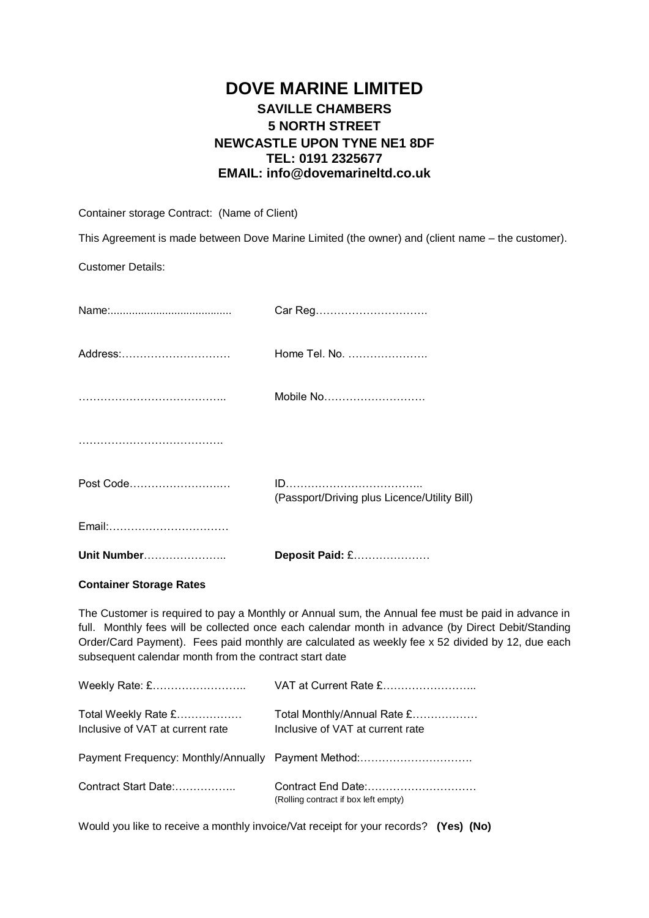# DOVE MARINE LIMITED

**SAVILLE CHAMBERS**
**5 NORTH STREET**
**NEWCASTLE UPON TYNE NE1 8DF**
**TEL: 0191 2325677**
**EMAIL: info@dovemarineltd.co.uk**

Container storage Contract: (Name of Client)

This Agreement is made between Dove Marine Limited (the owner) and (client name – the customer).

Customer Details:

Name:....................................... Car Reg………………………….

Address:………………………… Home Tel. No. ………………….

………………………………….. Mobile No……………………….

………………………………….

Post Code……………………… ID………………………………..
(Passport/Driving plus Licence/Utility Bill)

Email:……………………………

**Unit Number**………………….. **Deposit Paid:** £…………………

**Container Storage Rates**

The Customer is required to pay a Monthly or Annual sum, the Annual fee must be paid in advance in full. Monthly fees will be collected once each calendar month in advance (by Direct Debit/Standing Order/Card Payment). Fees paid monthly are calculated as weekly fee x 52 divided by 12, due each subsequent calendar month from the contract start date

Weekly Rate: £…………………….. VAT at Current Rate £……………………..

Total Weekly Rate £……………… Inclusive of VAT at current rate

Total Monthly/Annual Rate £……………… Inclusive of VAT at current rate

Payment Frequency: Monthly/Annually Payment Method:………………………….

Contract Start Date:…………….. Contract End Date:…………………………
(Rolling contract if box left empty)

Would you like to receive a monthly invoice/Vat receipt for your records? **(Yes) (No)**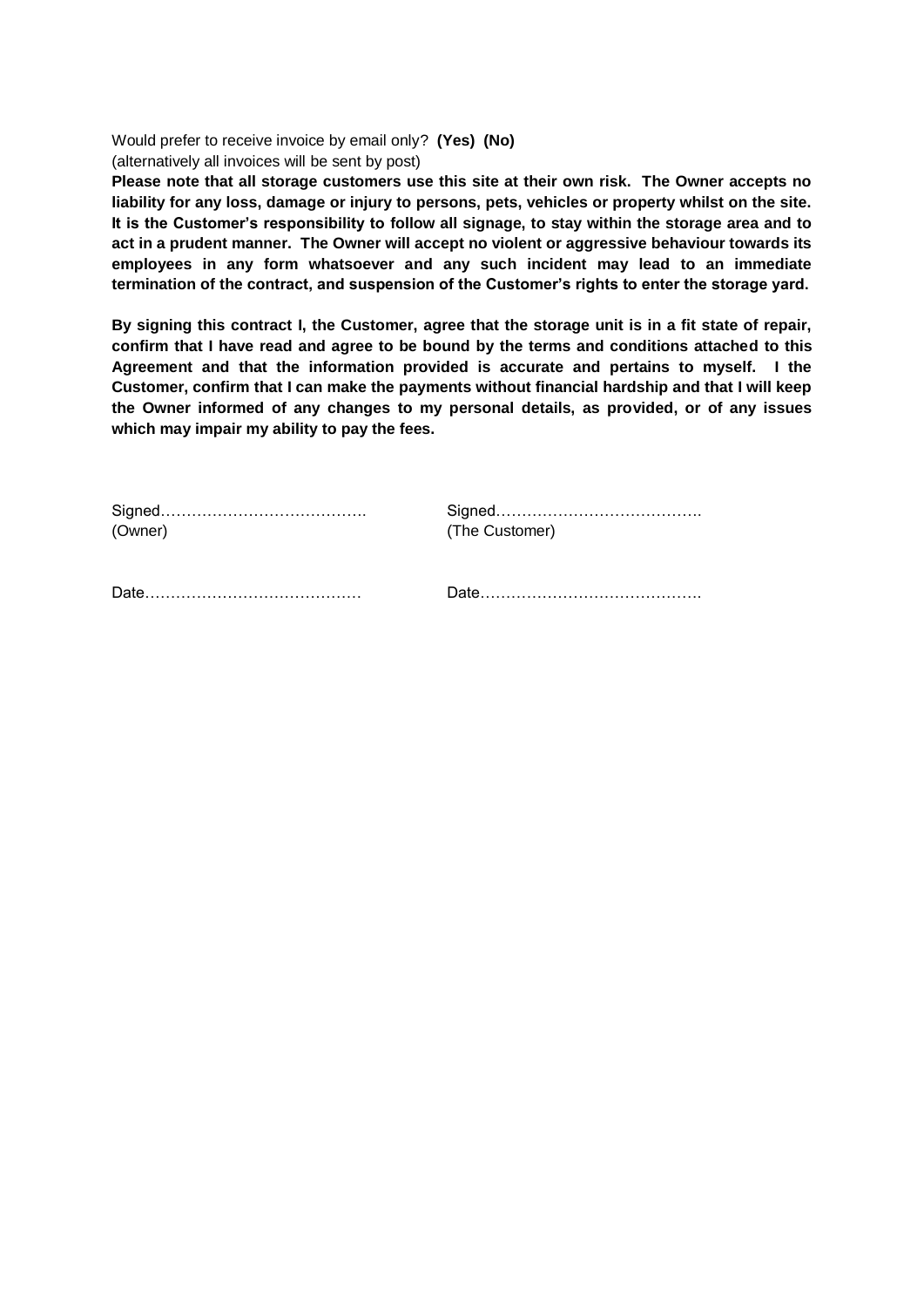Would prefer to receive invoice by email only? **(Yes) (No)**
(alternatively all invoices will be sent by post)

**Please note that all storage customers use this site at their own risk. The Owner accepts no liability for any loss, damage or injury to persons, pets, vehicles or property whilst on the site. It is the Customer's responsibility to follow all signage, to stay within the storage area and to act in a prudent manner. The Owner will accept no violent or aggressive behaviour towards its employees in any form whatsoever and any such incident may lead to an immediate termination of the contract, and suspension of the Customer's rights to enter the storage yard.**

**By signing this contract I, the Customer, agree that the storage unit is in a fit state of repair, confirm that I have read and agree to be bound by the terms and conditions attached to this Agreement and that the information provided is accurate and pertains to myself. I the Customer, confirm that I can make the payments without financial hardship and that I will keep the Owner informed of any changes to my personal details, as provided, or of any issues which may impair my ability to pay the fees.**

Signed………………………………….
(Owner)

Signed………………………………….
(The Customer)

Date……………………………………

Date…………………………………….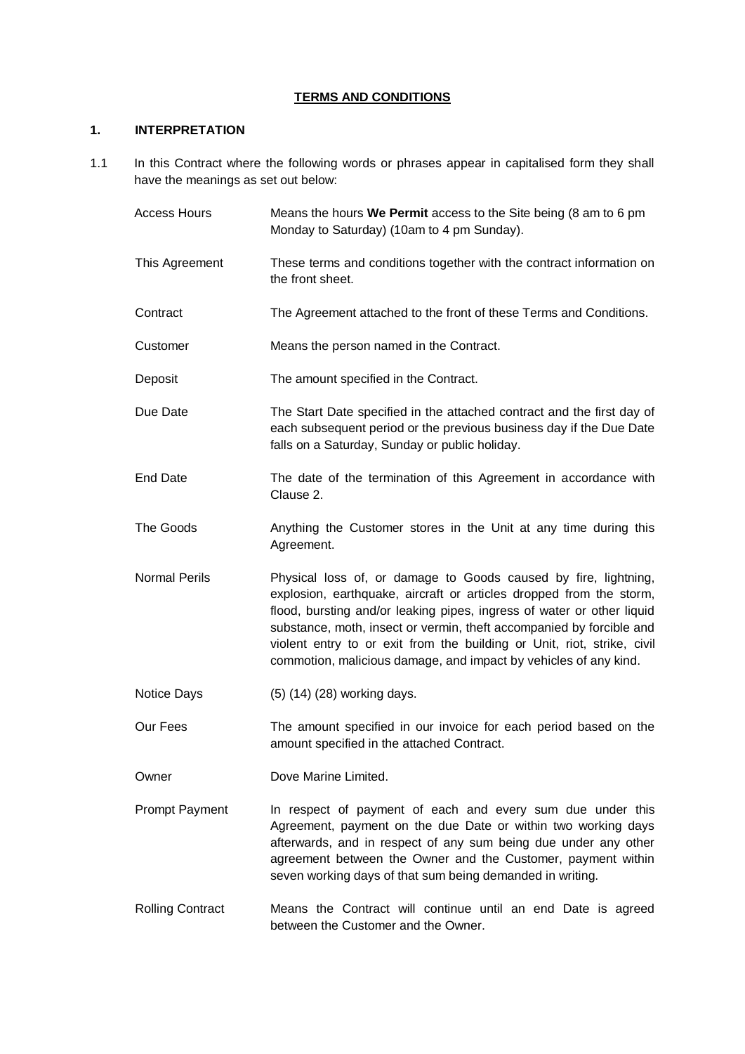**TERMS AND CONDITIONS**

## 1. INTERPRETATION

1.1 In this Contract where the following words or phrases appear in capitalised form they shall have the meanings as set out below:

| | |
|---|---|
| Access Hours | Means the hours **We Permit** access to the Site being (8 am to 6 pm Monday to Saturday) (10am to 4 pm Sunday). |
| This Agreement | These terms and conditions together with the contract information on the front sheet. |
| Contract | The Agreement attached to the front of these Terms and Conditions. |
| Customer | Means the person named in the Contract. |
| Deposit | The amount specified in the Contract. |
| Due Date | The Start Date specified in the attached contract and the first day of each subsequent period or the previous business day if the Due Date falls on a Saturday, Sunday or public holiday. |
| End Date | The date of the termination of this Agreement in accordance with Clause 2. |
| The Goods | Anything the Customer stores in the Unit at any time during this Agreement. |
| Normal Perils | Physical loss of, or damage to Goods caused by fire, lightning, explosion, earthquake, aircraft or articles dropped from the storm, flood, bursting and/or leaking pipes, ingress of water or other liquid substance, moth, insect or vermin, theft accompanied by forcible and violent entry to or exit from the building or Unit, riot, strike, civil commotion, malicious damage, and impact by vehicles of any kind. |
| Notice Days | (5) (14) (28) working days. |
| Our Fees | The amount specified in our invoice for each period based on the amount specified in the attached Contract. |
| Owner | Dove Marine Limited. |
| Prompt Payment | In respect of payment of each and every sum due under this Agreement, payment on the due Date or within two working days afterwards, and in respect of any sum being due under any other agreement between the Owner and the Customer, payment within seven working days of that sum being demanded in writing. |
| Rolling Contract | Means the Contract will continue until an end Date is agreed between the Customer and the Owner. |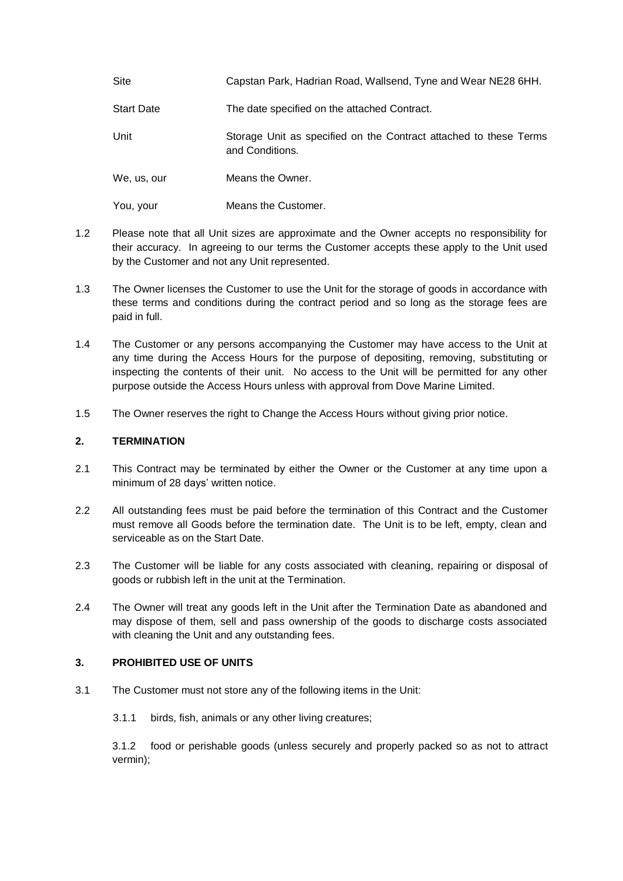| | |
|---|---|
| Site | Capstan Park, Hadrian Road, Wallsend, Tyne and Wear NE28 6HH. |
| Start Date | The date specified on the attached Contract. |
| Unit | Storage Unit as specified on the Contract attached to these Terms and Conditions. |
| We, us, our | Means the Owner. |
| You, your | Means the Customer. |

1.2 Please note that all Unit sizes are approximate and the Owner accepts no responsibility for their accuracy. In agreeing to our terms the Customer accepts these apply to the Unit used by the Customer and not any Unit represented.

1.3 The Owner licenses the Customer to use the Unit for the storage of goods in accordance with these terms and conditions during the contract period and so long as the storage fees are paid in full.

1.4 The Customer or any persons accompanying the Customer may have access to the Unit at any time during the Access Hours for the purpose of depositing, removing, substituting or inspecting the contents of their unit. No access to the Unit will be permitted for any other purpose outside the Access Hours unless with approval from Dove Marine Limited.

1.5 The Owner reserves the right to Change the Access Hours without giving prior notice.

## 2. TERMINATION

2.1 This Contract may be terminated by either the Owner or the Customer at any time upon a minimum of 28 days' written notice.

2.2 All outstanding fees must be paid before the termination of this Contract and the Customer must remove all Goods before the termination date. The Unit is to be left, empty, clean and serviceable as on the Start Date.

2.3 The Customer will be liable for any costs associated with cleaning, repairing or disposal of goods or rubbish left in the unit at the Termination.

2.4 The Owner will treat any goods left in the Unit after the Termination Date as abandoned and may dispose of them, sell and pass ownership of the goods to discharge costs associated with cleaning the Unit and any outstanding fees.

## 3. PROHIBITED USE OF UNITS

3.1 The Customer must not store any of the following items in the Unit:

3.1.1 birds, fish, animals or any other living creatures;

3.1.2 food or perishable goods (unless securely and properly packed so as not to attract vermin);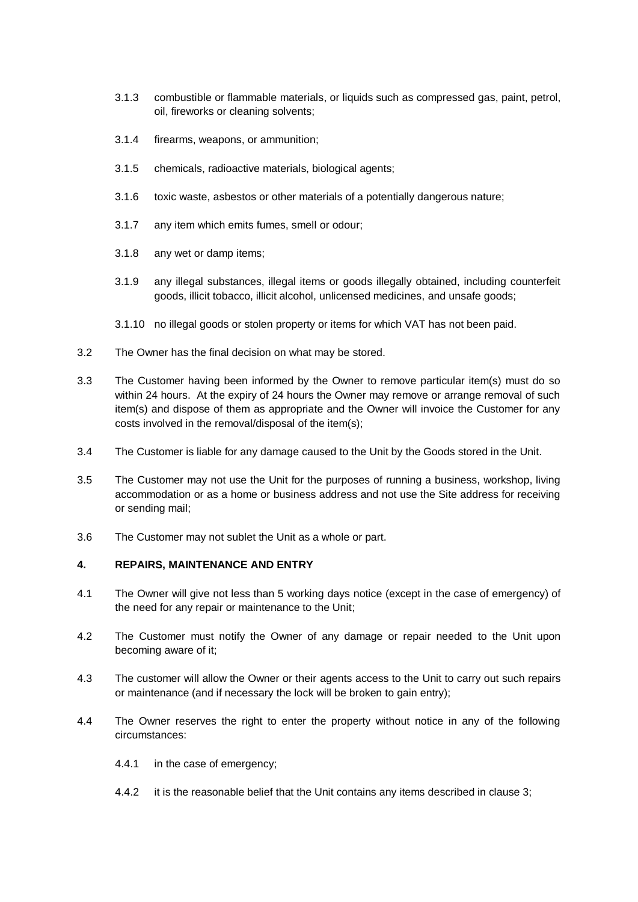3.1.3 combustible or flammable materials, or liquids such as compressed gas, paint, petrol, oil, fireworks or cleaning solvents;

3.1.4 firearms, weapons, or ammunition;

3.1.5 chemicals, radioactive materials, biological agents;

3.1.6 toxic waste, asbestos or other materials of a potentially dangerous nature;

3.1.7 any item which emits fumes, smell or odour;

3.1.8 any wet or damp items;

3.1.9 any illegal substances, illegal items or goods illegally obtained, including counterfeit goods, illicit tobacco, illicit alcohol, unlicensed medicines, and unsafe goods;

3.1.10 no illegal goods or stolen property or items for which VAT has not been paid.

3.2 The Owner has the final decision on what may be stored.

3.3 The Customer having been informed by the Owner to remove particular item(s) must do so within 24 hours. At the expiry of 24 hours the Owner may remove or arrange removal of such item(s) and dispose of them as appropriate and the Owner will invoice the Customer for any costs involved in the removal/disposal of the item(s);

3.4 The Customer is liable for any damage caused to the Unit by the Goods stored in the Unit.

3.5 The Customer may not use the Unit for the purposes of running a business, workshop, living accommodation or as a home or business address and not use the Site address for receiving or sending mail;

3.6 The Customer may not sublet the Unit as a whole or part.

**4. REPAIRS, MAINTENANCE AND ENTRY**

4.1 The Owner will give not less than 5 working days notice (except in the case of emergency) of the need for any repair or maintenance to the Unit;

4.2 The Customer must notify the Owner of any damage or repair needed to the Unit upon becoming aware of it;

4.3 The customer will allow the Owner or their agents access to the Unit to carry out such repairs or maintenance (and if necessary the lock will be broken to gain entry);

4.4 The Owner reserves the right to enter the property without notice in any of the following circumstances:

4.4.1 in the case of emergency;

4.4.2 it is the reasonable belief that the Unit contains any items described in clause 3;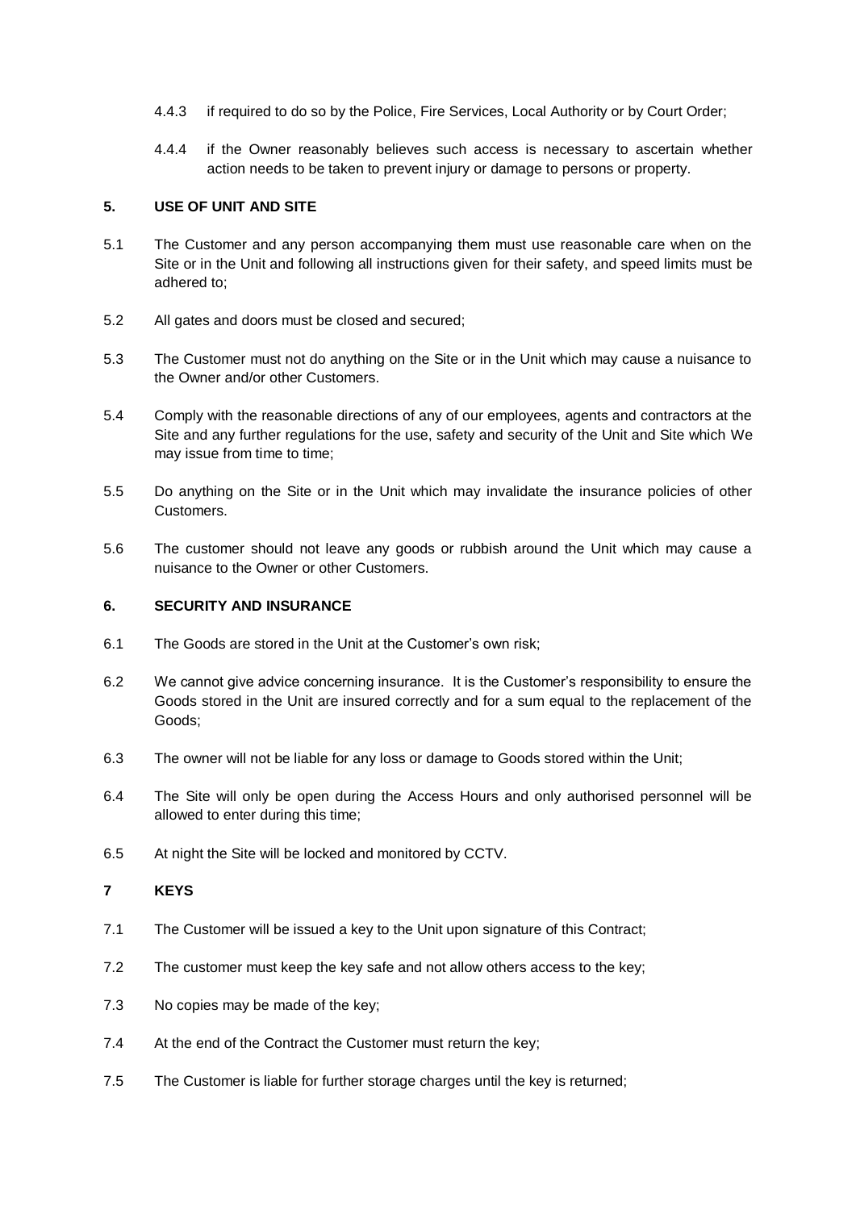4.4.3 if required to do so by the Police, Fire Services, Local Authority or by Court Order;

4.4.4 if the Owner reasonably believes such access is necessary to ascertain whether action needs to be taken to prevent injury or damage to persons or property.

## 5. USE OF UNIT AND SITE

5.1 The Customer and any person accompanying them must use reasonable care when on the Site or in the Unit and following all instructions given for their safety, and speed limits must be adhered to;

5.2 All gates and doors must be closed and secured;

5.3 The Customer must not do anything on the Site or in the Unit which may cause a nuisance to the Owner and/or other Customers.

5.4 Comply with the reasonable directions of any of our employees, agents and contractors at the Site and any further regulations for the use, safety and security of the Unit and Site which We may issue from time to time;

5.5 Do anything on the Site or in the Unit which may invalidate the insurance policies of other Customers.

5.6 The customer should not leave any goods or rubbish around the Unit which may cause a nuisance to the Owner or other Customers.

## 6. SECURITY AND INSURANCE

6.1 The Goods are stored in the Unit at the Customer's own risk;

6.2 We cannot give advice concerning insurance. It is the Customer's responsibility to ensure the Goods stored in the Unit are insured correctly and for a sum equal to the replacement of the Goods;

6.3 The owner will not be liable for any loss or damage to Goods stored within the Unit;

6.4 The Site will only be open during the Access Hours and only authorised personnel will be allowed to enter during this time;

6.5 At night the Site will be locked and monitored by CCTV.

## 7 KEYS

7.1 The Customer will be issued a key to the Unit upon signature of this Contract;

7.2 The customer must keep the key safe and not allow others access to the key;

7.3 No copies may be made of the key;

7.4 At the end of the Contract the Customer must return the key;

7.5 The Customer is liable for further storage charges until the key is returned;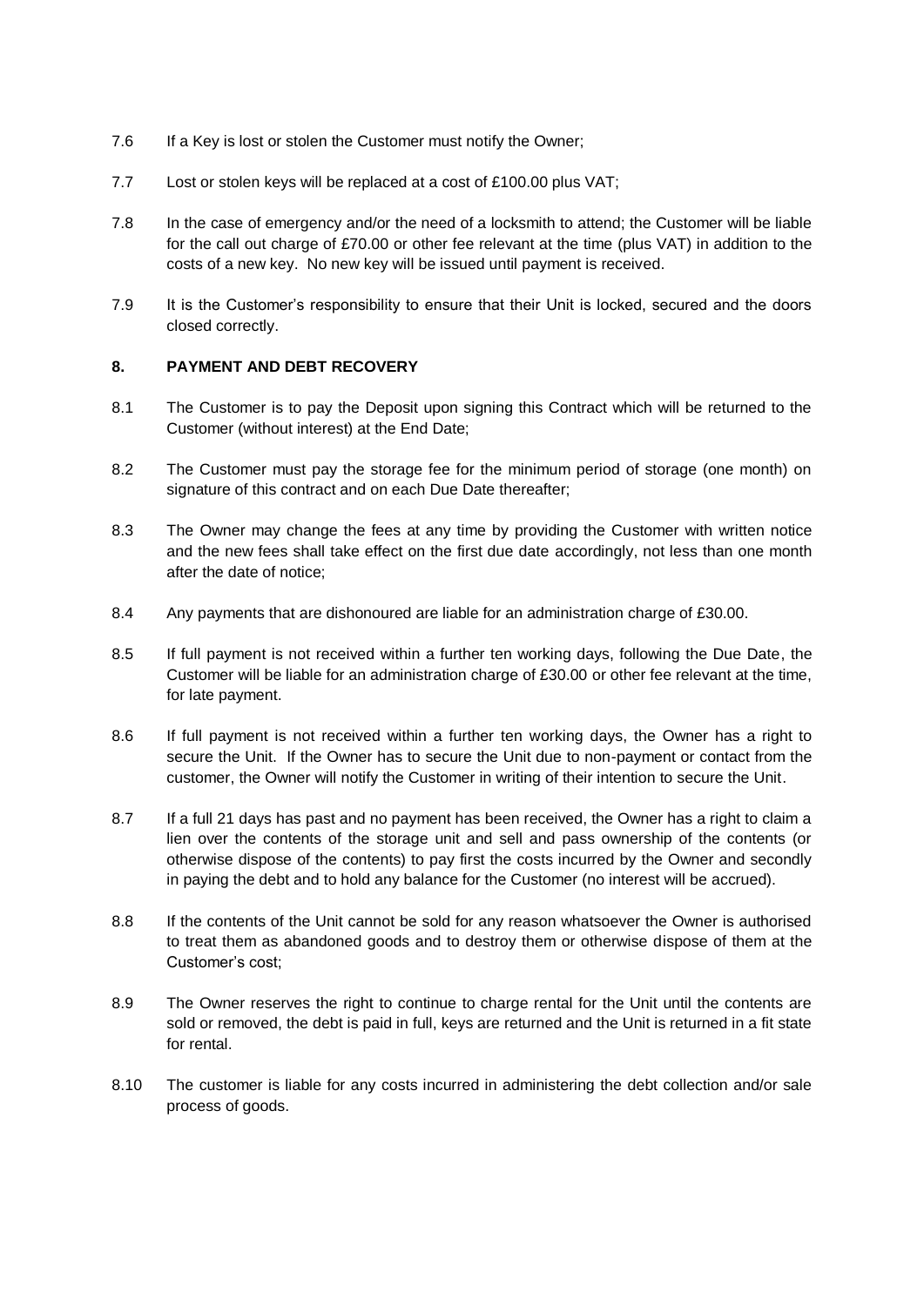7.6 If a Key is lost or stolen the Customer must notify the Owner;

7.7 Lost or stolen keys will be replaced at a cost of £100.00 plus VAT;

7.8 In the case of emergency and/or the need of a locksmith to attend; the Customer will be liable for the call out charge of £70.00 or other fee relevant at the time (plus VAT) in addition to the costs of a new key. No new key will be issued until payment is received.

7.9 It is the Customer's responsibility to ensure that their Unit is locked, secured and the doors closed correctly.

## 8. PAYMENT AND DEBT RECOVERY

8.1 The Customer is to pay the Deposit upon signing this Contract which will be returned to the Customer (without interest) at the End Date;

8.2 The Customer must pay the storage fee for the minimum period of storage (one month) on signature of this contract and on each Due Date thereafter;

8.3 The Owner may change the fees at any time by providing the Customer with written notice and the new fees shall take effect on the first due date accordingly, not less than one month after the date of notice;

8.4 Any payments that are dishonoured are liable for an administration charge of £30.00.

8.5 If full payment is not received within a further ten working days, following the Due Date, the Customer will be liable for an administration charge of £30.00 or other fee relevant at the time, for late payment.

8.6 If full payment is not received within a further ten working days, the Owner has a right to secure the Unit. If the Owner has to secure the Unit due to non-payment or contact from the customer, the Owner will notify the Customer in writing of their intention to secure the Unit.

8.7 If a full 21 days has past and no payment has been received, the Owner has a right to claim a lien over the contents of the storage unit and sell and pass ownership of the contents (or otherwise dispose of the contents) to pay first the costs incurred by the Owner and secondly in paying the debt and to hold any balance for the Customer (no interest will be accrued).

8.8 If the contents of the Unit cannot be sold for any reason whatsoever the Owner is authorised to treat them as abandoned goods and to destroy them or otherwise dispose of them at the Customer's cost;

8.9 The Owner reserves the right to continue to charge rental for the Unit until the contents are sold or removed, the debt is paid in full, keys are returned and the Unit is returned in a fit state for rental.

8.10 The customer is liable for any costs incurred in administering the debt collection and/or sale process of goods.